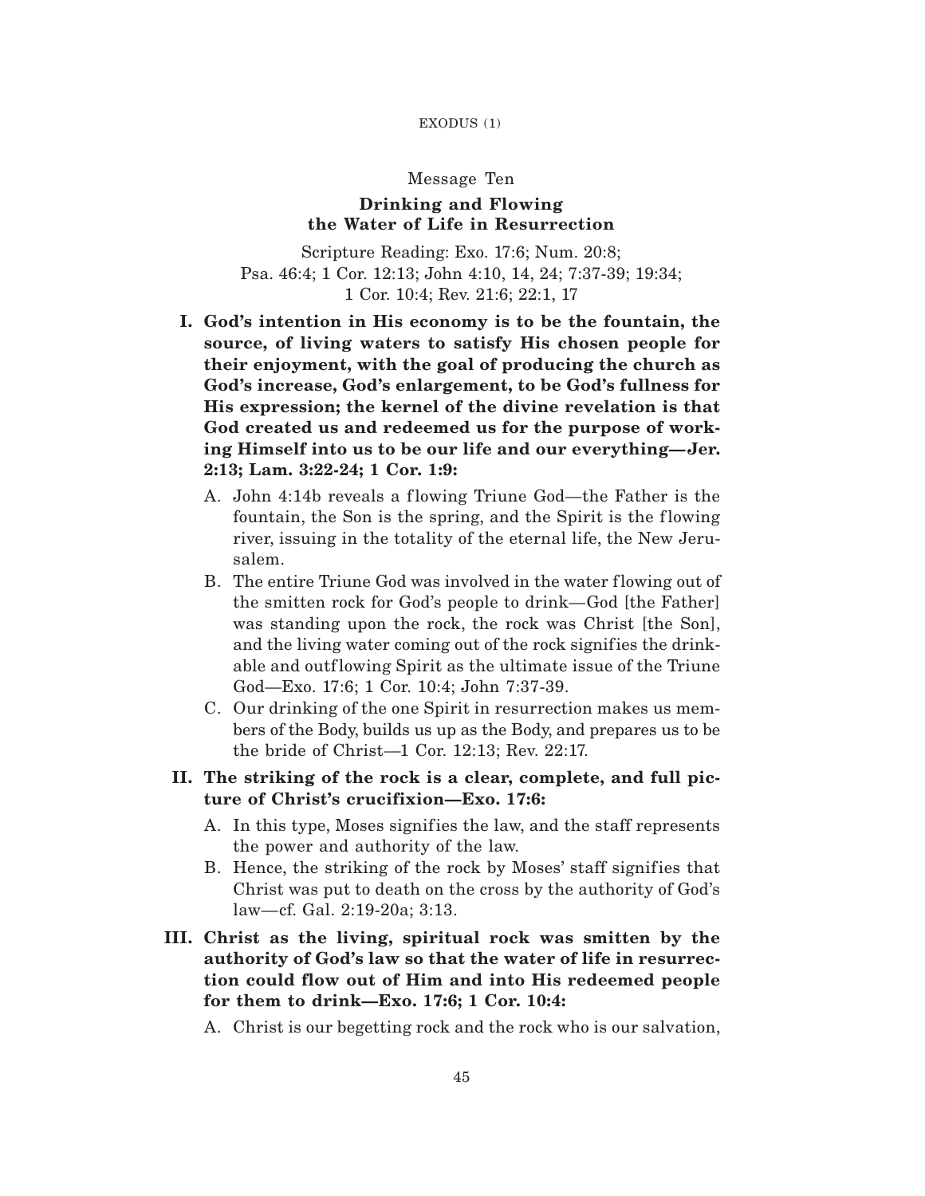Message Ten

## Drinking and Flowing the Water of Life in Resurrection

Scripture Reading: Exo. 17:6; Num. 20:8; Psa. 46:4; 1 Cor. 12:13; John 4:10, 14, 24; 7:37-39; 19:34; 1 Cor. 10:4; Rev. 21:6; 22:1, 17

**I. God's intention in His economy is to be the fountain, the source, of living waters to satisfy His chosen people for their enjoyment, with the goal of producing the church as God's increase, God's enlargement, to be God's fullness for His expression; the kernel of the divine revelation is that God created us and redeemed us for the purpose of working Himself into us to be our life and our everything—Jer. 2:13; Lam. 3:22-24; 1 Cor. 1:9:**

A. John 4:14b reveals a flowing Triune God—the Father is the fountain, the Son is the spring, and the Spirit is the flowing river, issuing in the totality of the eternal life, the New Jerusalem.

B. The entire Triune God was involved in the water flowing out of the smitten rock for God's people to drink—God [the Father] was standing upon the rock, the rock was Christ [the Son], and the living water coming out of the rock signifies the drinkable and outflowing Spirit as the ultimate issue of the Triune God—Exo. 17:6; 1 Cor. 10:4; John 7:37-39.

C. Our drinking of the one Spirit in resurrection makes us members of the Body, builds us up as the Body, and prepares us to be the bride of Christ—1 Cor. 12:13; Rev. 22:17.

**II. The striking of the rock is a clear, complete, and full picture of Christ's crucifixion—Exo. 17:6:**

A. In this type, Moses signifies the law, and the staff represents the power and authority of the law.

B. Hence, the striking of the rock by Moses' staff signifies that Christ was put to death on the cross by the authority of God's law—cf. Gal. 2:19-20a; 3:13.

**III. Christ as the living, spiritual rock was smitten by the authority of God's law so that the water of life in resurrection could flow out of Him and into His redeemed people for them to drink—Exo. 17:6; 1 Cor. 10:4:**

A. Christ is our begetting rock and the rock who is our salvation,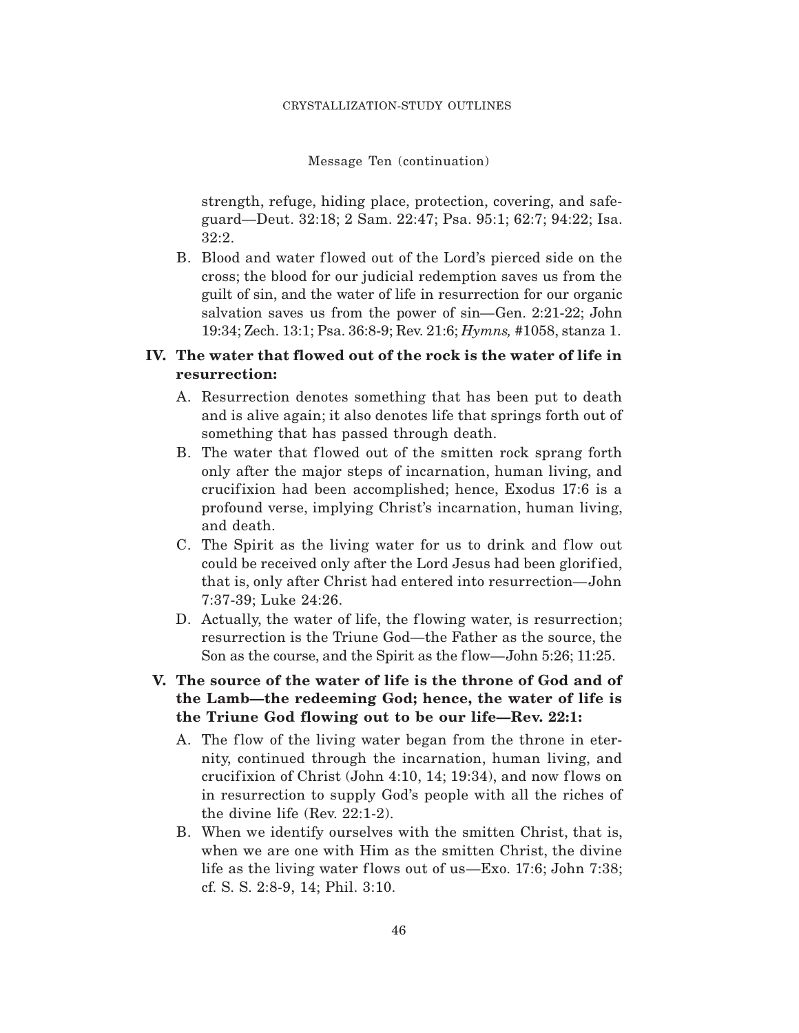Message Ten (continuation)

strength, refuge, hiding place, protection, covering, and safeguard—Deut. 32:18; 2 Sam. 22:47; Psa. 95:1; 62:7; 94:22; Isa. 32:2.

B. Blood and water flowed out of the Lord's pierced side on the cross; the blood for our judicial redemption saves us from the guilt of sin, and the water of life in resurrection for our organic salvation saves us from the power of sin—Gen. 2:21-22; John 19:34; Zech. 13:1; Psa. 36:8-9; Rev. 21:6; *Hymns,* #1058, stanza 1.

**IV. The water that flowed out of the rock is the water of life in resurrection:**

A. Resurrection denotes something that has been put to death and is alive again; it also denotes life that springs forth out of something that has passed through death.

B. The water that flowed out of the smitten rock sprang forth only after the major steps of incarnation, human living, and crucifixion had been accomplished; hence, Exodus 17:6 is a profound verse, implying Christ's incarnation, human living, and death.

C. The Spirit as the living water for us to drink and flow out could be received only after the Lord Jesus had been glorified, that is, only after Christ had entered into resurrection—John 7:37-39; Luke 24:26.

D. Actually, the water of life, the flowing water, is resurrection; resurrection is the Triune God—the Father as the source, the Son as the course, and the Spirit as the flow—John 5:26; 11:25.

**V. The source of the water of life is the throne of God and of the Lamb—the redeeming God; hence, the water of life is the Triune God flowing out to be our life—Rev. 22:1:**

A. The flow of the living water began from the throne in eternity, continued through the incarnation, human living, and crucifixion of Christ (John 4:10, 14; 19:34), and now flows on in resurrection to supply God's people with all the riches of the divine life (Rev. 22:1-2).

B. When we identify ourselves with the smitten Christ, that is, when we are one with Him as the smitten Christ, the divine life as the living water flows out of us—Exo. 17:6; John 7:38; cf. S. S. 2:8-9, 14; Phil. 3:10.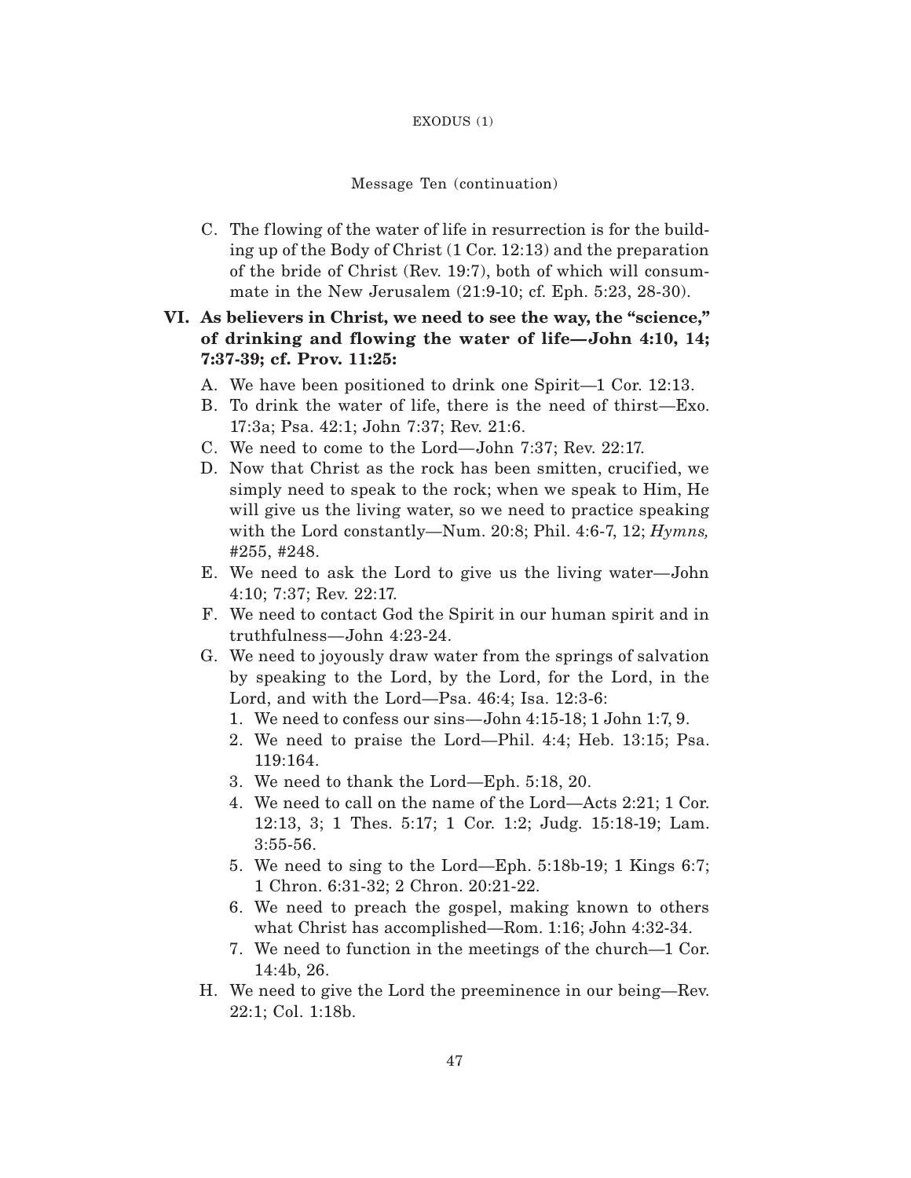Message Ten (continuation)

C. The flowing of the water of life in resurrection is for the building up of the Body of Christ (1 Cor. 12:13) and the preparation of the bride of Christ (Rev. 19:7), both of which will consummate in the New Jerusalem (21:9-10; cf. Eph. 5:23, 28-30).

**VI. As believers in Christ, we need to see the way, the "science," of drinking and flowing the water of life—John 4:10, 14; 7:37-39; cf. Prov. 11:25:**

A. We have been positioned to drink one Spirit—1 Cor. 12:13.

B. To drink the water of life, there is the need of thirst—Exo. 17:3a; Psa. 42:1; John 7:37; Rev. 21:6.

C. We need to come to the Lord—John 7:37; Rev. 22:17.

D. Now that Christ as the rock has been smitten, crucified, we simply need to speak to the rock; when we speak to Him, He will give us the living water, so we need to practice speaking with the Lord constantly—Num. 20:8; Phil. 4:6-7, 12; *Hymns,* #255, #248.

E. We need to ask the Lord to give us the living water—John 4:10; 7:37; Rev. 22:17.

F. We need to contact God the Spirit in our human spirit and in truthfulness—John 4:23-24.

G. We need to joyously draw water from the springs of salvation by speaking to the Lord, by the Lord, for the Lord, in the Lord, and with the Lord—Psa. 46:4; Isa. 12:3-6:

1. We need to confess our sins—John 4:15-18; 1 John 1:7, 9.
2. We need to praise the Lord—Phil. 4:4; Heb. 13:15; Psa. 119:164.
3. We need to thank the Lord—Eph. 5:18, 20.
4. We need to call on the name of the Lord—Acts 2:21; 1 Cor. 12:13, 3; 1 Thes. 5:17; 1 Cor. 1:2; Judg. 15:18-19; Lam. 3:55-56.
5. We need to sing to the Lord—Eph. 5:18b-19; 1 Kings 6:7; 1 Chron. 6:31-32; 2 Chron. 20:21-22.
6. We need to preach the gospel, making known to others what Christ has accomplished—Rom. 1:16; John 4:32-34.
7. We need to function in the meetings of the church—1 Cor. 14:4b, 26.

H. We need to give the Lord the preeminence in our being—Rev. 22:1; Col. 1:18b.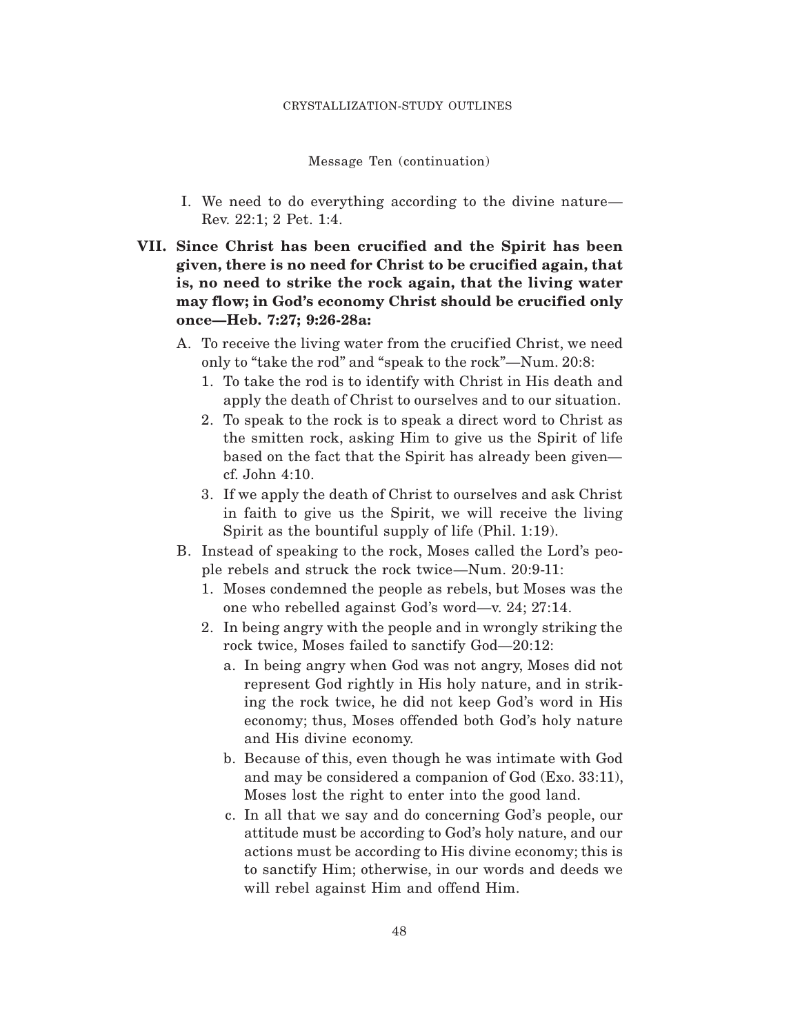Message Ten (continuation)

I. We need to do everything according to the divine nature—Rev. 22:1; 2 Pet. 1:4.

**VII. Since Christ has been crucified and the Spirit has been given, there is no need for Christ to be crucified again, that is, no need to strike the rock again, that the living water may flow; in God's economy Christ should be crucified only once—Heb. 7:27; 9:26-28a:**

A. To receive the living water from the crucified Christ, we need only to "take the rod" and "speak to the rock"—Num. 20:8:

1. To take the rod is to identify with Christ in His death and apply the death of Christ to ourselves and to our situation.
2. To speak to the rock is to speak a direct word to Christ as the smitten rock, asking Him to give us the Spirit of life based on the fact that the Spirit has already been given—cf. John 4:10.
3. If we apply the death of Christ to ourselves and ask Christ in faith to give us the Spirit, we will receive the living Spirit as the bountiful supply of life (Phil. 1:19).

B. Instead of speaking to the rock, Moses called the Lord's people rebels and struck the rock twice—Num. 20:9-11:

1. Moses condemned the people as rebels, but Moses was the one who rebelled against God's word—v. 24; 27:14.
2. In being angry with the people and in wrongly striking the rock twice, Moses failed to sanctify God—20:12:
   a. In being angry when God was not angry, Moses did not represent God rightly in His holy nature, and in striking the rock twice, he did not keep God's word in His economy; thus, Moses offended both God's holy nature and His divine economy.
   b. Because of this, even though he was intimate with God and may be considered a companion of God (Exo. 33:11), Moses lost the right to enter into the good land.
   c. In all that we say and do concerning God's people, our attitude must be according to God's holy nature, and our actions must be according to His divine economy; this is to sanctify Him; otherwise, in our words and deeds we will rebel against Him and offend Him.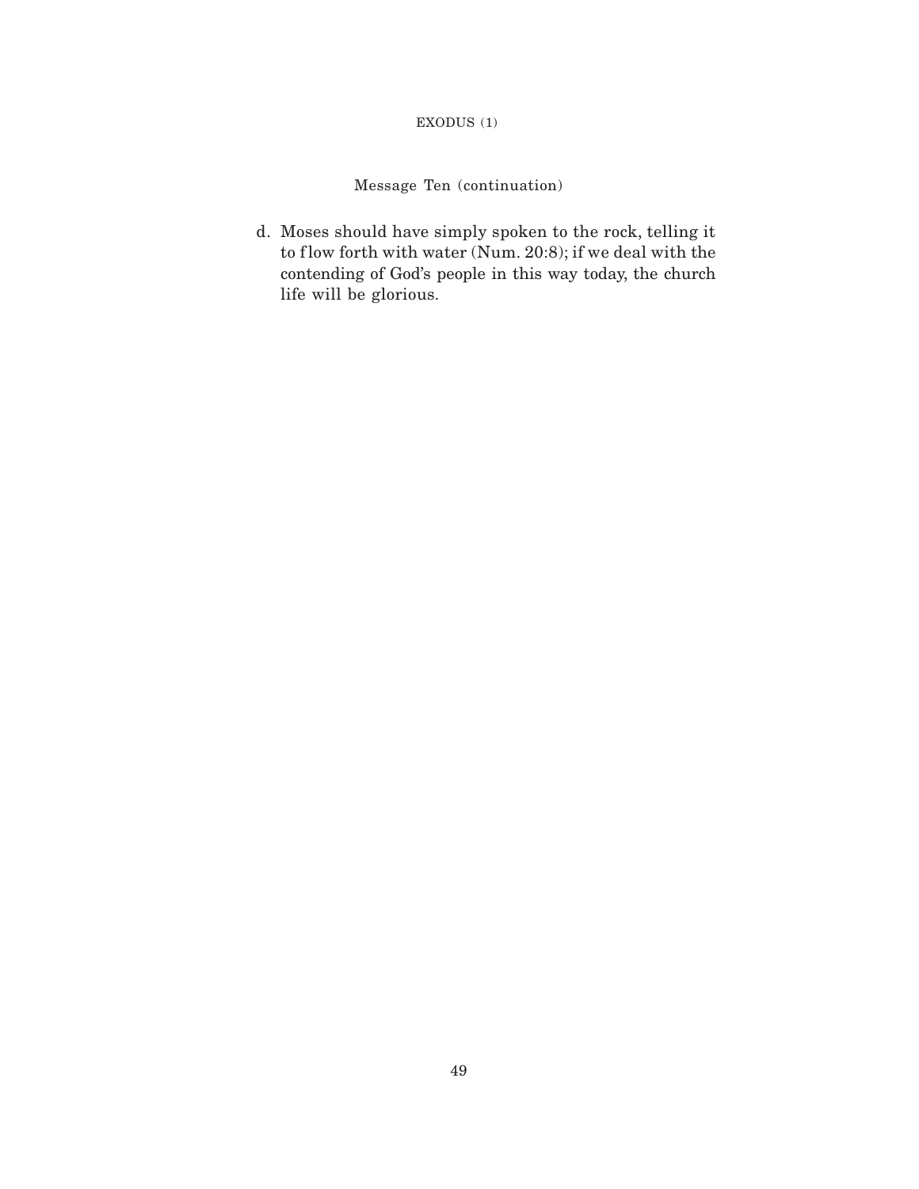Message Ten (continuation)

d. Moses should have simply spoken to the rock, telling it to flow forth with water (Num. 20:8); if we deal with the contending of God's people in this way today, the church life will be glorious.